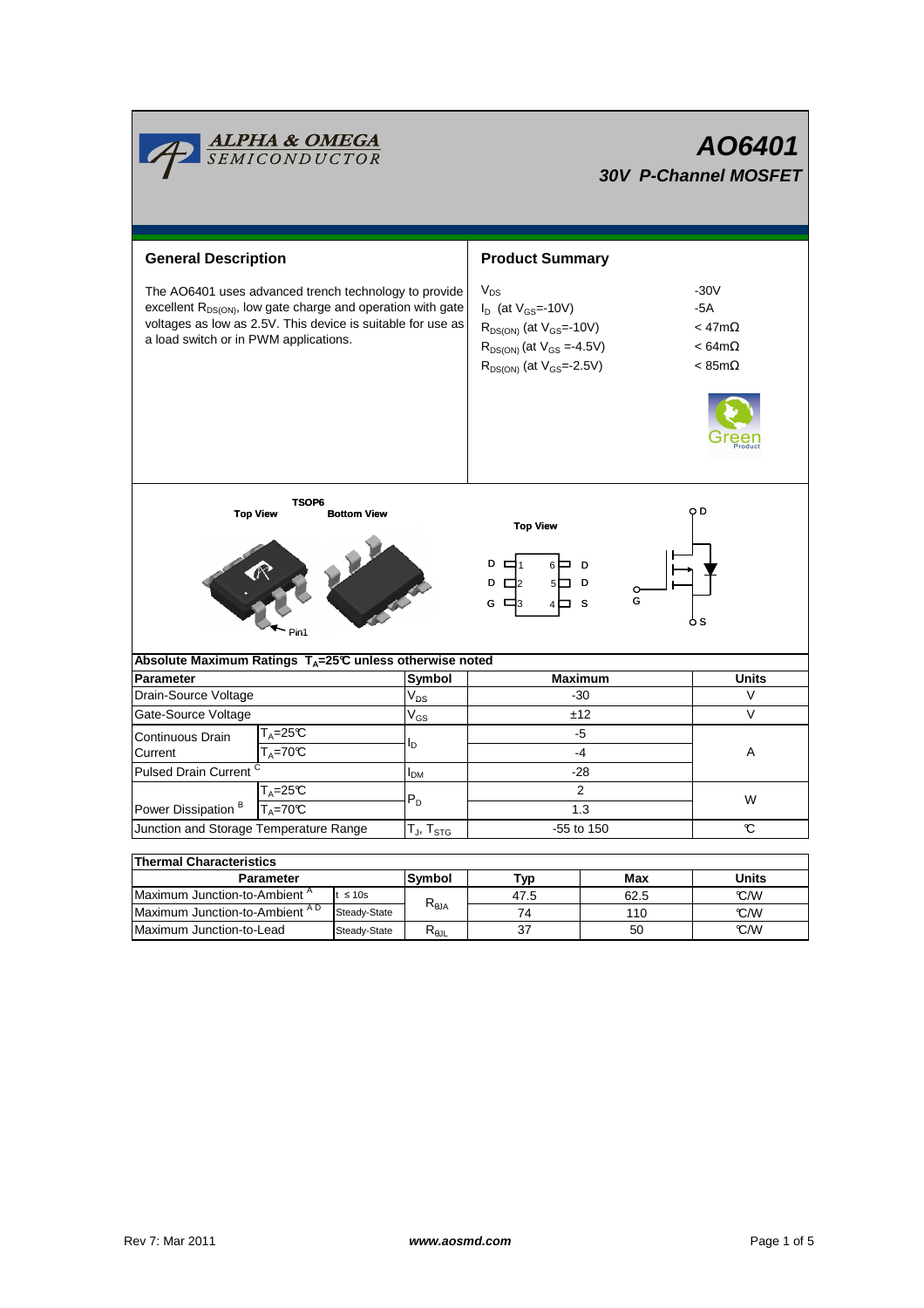# AO6401

## 30V P-Channel MOSFET

## General Description

The AO6401 uses advanced trench technology to provide excellent $R_{DS(ON)}$, low gate charge and operation with gate voltages as low as 2.5V. This device is suitable for use as a load switch or in PWM applications.

## Product Summary

| | |
|---|---|
| $V_{DS}$ | -30V |
| $I_D$ (at $V_{GS}$=-10V) | -5A |
| $R_{DS(ON)}$ (at $V_{GS}$=-10V) | < 47mΩ |
| $R_{DS(ON)}$ (at $V_{GS}$ =-4.5V) | < 64mΩ |
| $R_{DS(ON)}$ (at $V_{GS}$=-2.5V) | < 85mΩ |

Green Product

TSOP6

Top View Bottom View

Pin1

Top View

| | | | |
|---|---|---|---|
| D | 1 | 6 | D |
| D | 2 | 5 | D |
| G | 3 | 4 | S |

D, G, S

### Absolute Maximum Ratings $T_A$=25°C unless otherwise noted

| Parameter | | Symbol | Maximum | Units |
|---|---|---|---|---|
| Drain-Source Voltage | | $V_{DS}$ | -30 | V |
| Gate-Source Voltage | | $V_{GS}$ | ±12 | V |
| Continuous Drain Current | $T_A$=25°C | $I_D$ | -5 | A |
| | $T_A$=70°C | | -4 | |
| Pulsed Drain Current [C] | | $I_{DM}$ | -28 | |
| Power Dissipation [B] | $T_A$=25°C | $P_D$ | 2 | W |
| | $T_A$=70°C | | 1.3 | |
| Junction and Storage Temperature Range | | $T_J$, $T_{STG}$ | -55 to 150 | °C |

### Thermal Characteristics

| Parameter | | Symbol | Typ | Max | Units |
|---|---|---|---|---|---|
| Maximum Junction-to-Ambient [A] | t ≤ 10s | $R_{\theta JA}$ | 47.5 | 62.5 | °C/W |
| Maximum Junction-to-Ambient [A D] | Steady-State | | 74 | 110 | °C/W |
| Maximum Junction-to-Lead | Steady-State | $R_{\theta JL}$ | 37 | 50 | °C/W |

Rev 7: Mar 2011 www.aosmd.com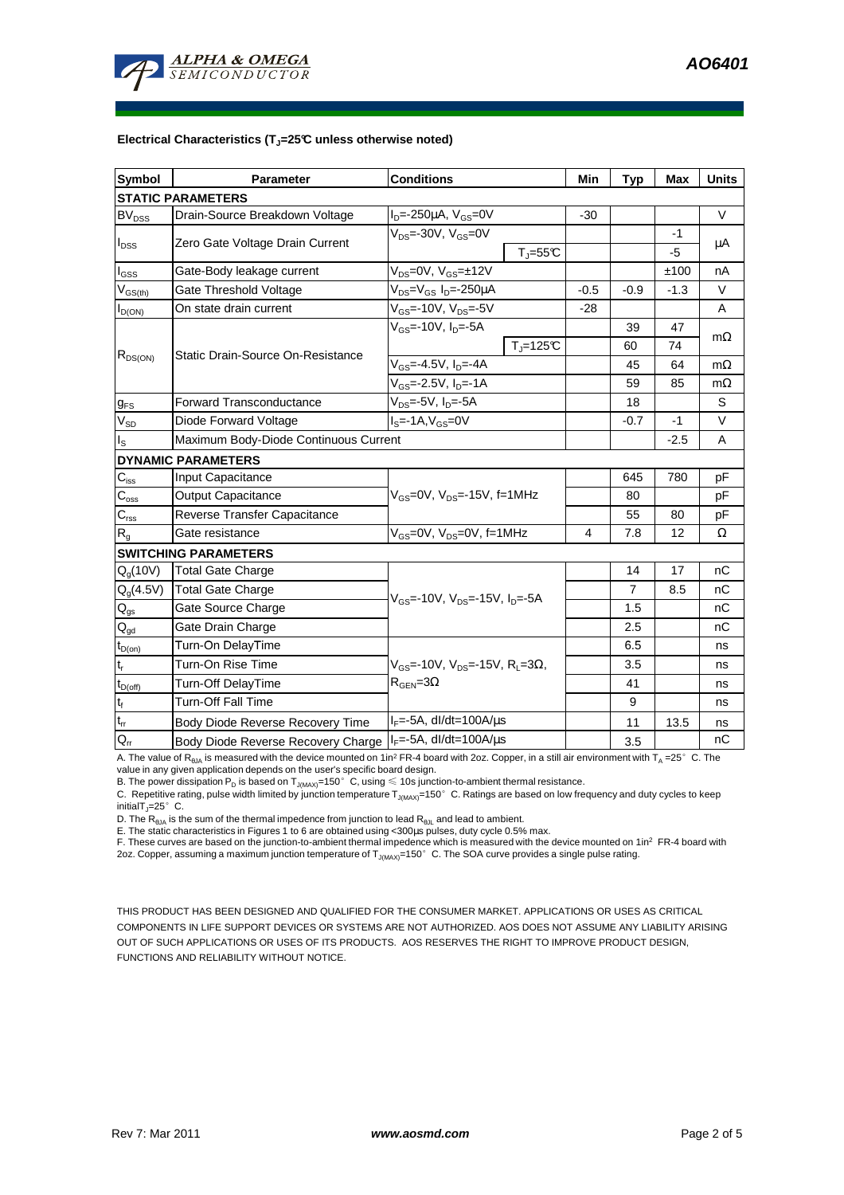**Electrical Characteristics ($T_J$=25°C unless otherwise noted)**

| Symbol | Parameter | Conditions | | Min | Typ | Max | Units |
|---|---|---|---|---|---|---|---|
| **STATIC PARAMETERS** | | | | | | | |
| $BV_{DSS}$ | Drain-Source Breakdown Voltage | $I_D$=-250µA, $V_{GS}$=0V | | -30 | | | V |
| $I_{DSS}$ | Zero Gate Voltage Drain Current | $V_{DS}$=-30V, $V_{GS}$=0V | | | | -1 | µA |
| | | | $T_J$=55°C | | | -5 | |
| $I_{GSS}$ | Gate-Body leakage current | $V_{DS}$=0V, $V_{GS}$=±12V | | | | ±100 | nA |
| $V_{GS(th)}$ | Gate Threshold Voltage | $V_{DS}$=$V_{GS}$ $I_D$=-250µA | | -0.5 | -0.9 | -1.3 | V |
| $I_{D(ON)}$ | On state drain current | $V_{GS}$=-10V, $V_{DS}$=-5V | | -28 | | | A |
| $R_{DS(ON)}$ | Static Drain-Source On-Resistance | $V_{GS}$=-10V, $I_D$=-5A | | | 39 | 47 | mΩ |
| | | | $T_J$=125°C | | 60 | 74 | |
| | | $V_{GS}$=-4.5V, $I_D$=-4A | | | 45 | 64 | mΩ |
| | | $V_{GS}$=-2.5V, $I_D$=-1A | | | 59 | 85 | mΩ |
| $g_{FS}$ | Forward Transconductance | $V_{DS}$=-5V, $I_D$=-5A | | | 18 | | S |
| $V_{SD}$ | Diode Forward Voltage | $I_S$=-1A, $V_{GS}$=0V | | | -0.7 | -1 | V |
| $I_S$ | Maximum Body-Diode Continuous Current | | | | | -2.5 | A |
| **DYNAMIC PARAMETERS** | | | | | | | |
| $C_{iss}$ | Input Capacitance | $V_{GS}$=0V, $V_{DS}$=-15V, f=1MHz | | | 645 | 780 | pF |
| $C_{oss}$ | Output Capacitance | | | | 80 | | pF |
| $C_{rss}$ | Reverse Transfer Capacitance | | | | 55 | 80 | pF |
| $R_g$ | Gate resistance | $V_{GS}$=0V, $V_{DS}$=0V, f=1MHz | | 4 | 7.8 | 12 | Ω |
| **SWITCHING PARAMETERS** | | | | | | | |
| $Q_g$(10V) | Total Gate Charge | $V_{GS}$=-10V, $V_{DS}$=-15V, $I_D$=-5A | | | 14 | 17 | nC |
| $Q_g$(4.5V) | Total Gate Charge | | | | 7 | 8.5 | nC |
| $Q_{gs}$ | Gate Source Charge | | | | 1.5 | | nC |
| $Q_{gd}$ | Gate Drain Charge | | | | 2.5 | | nC |
| $t_{D(on)}$ | Turn-On DelayTime | $V_{GS}$=-10V, $V_{DS}$=-15V, $R_L$=3Ω, $R_{GEN}$=3Ω | | | 6.5 | | ns |
| $t_r$ | Turn-On Rise Time | | | | 3.5 | | ns |
| $t_{D(off)}$ | Turn-Off DelayTime | | | | 41 | | ns |
| $t_f$ | Turn-Off Fall Time | | | | 9 | | ns |
| $t_{rr}$ | Body Diode Reverse Recovery Time | $I_F$=-5A, dI/dt=100A/µs | | | 11 | 13.5 | ns |
| $Q_{rr}$ | Body Diode Reverse Recovery Charge | $I_F$=-5A, dI/dt=100A/µs | | | 3.5 | | nC |

A. The value of $R_{\theta JA}$ is measured with the device mounted on 1in² FR-4 board with 2oz. Copper, in a still air environment with $T_A$ =25°C. The value in any given application depends on the user's specific board design.
B. The power dissipation $P_D$ is based on $T_{J(MAX)}$=150°C, using ≤ 10s junction-to-ambient thermal resistance.
C. Repetitive rating, pulse width limited by junction temperature $T_{J(MAX)}$=150°C. Ratings are based on low frequency and duty cycles to keep initial $T_J$=25°C.
D. The $R_{\theta JA}$ is the sum of the thermal impedence from junction to lead $R_{\theta JL}$ and lead to ambient.
E. The static characteristics in Figures 1 to 6 are obtained using <300µs pulses, duty cycle 0.5% max.
F. These curves are based on the junction-to-ambient thermal impedence which is measured with the device mounted on 1in² FR-4 board with 2oz. Copper, assuming a maximum junction temperature of $T_{J(MAX)}$=150°C. The SOA curve provides a single pulse rating.

THIS PRODUCT HAS BEEN DESIGNED AND QUALIFIED FOR THE CONSUMER MARKET. APPLICATIONS OR USES AS CRITICAL COMPONENTS IN LIFE SUPPORT DEVICES OR SYSTEMS ARE NOT AUTHORIZED. AOS DOES NOT ASSUME ANY LIABILITY ARISING OUT OF SUCH APPLICATIONS OR USES OF ITS PRODUCTS. AOS RESERVES THE RIGHT TO IMPROVE PRODUCT DESIGN, FUNCTIONS AND RELIABILITY WITHOUT NOTICE.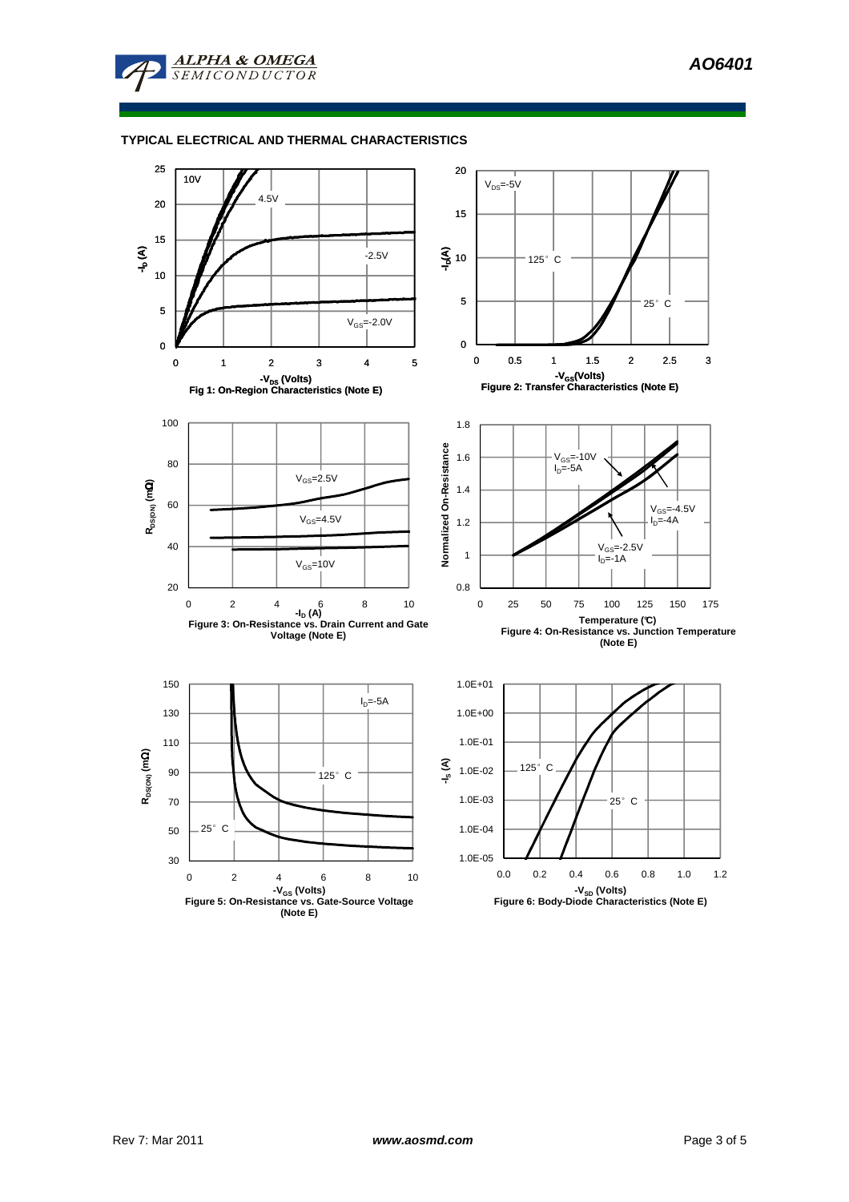## TYPICAL ELECTRICAL AND THERMAL CHARACTERISTICS

10V

4.5V

-2.5V

$V_{GS}$=-2.0V

$-I_D$ (A)

$-V_{DS}$ (Volts)

Fig 1: On-Region Characteristics (Note E)

$V_{DS}$=-5V

125° C

25° C

$-I_D$(A)

$-V_{GS}$(Volts)

Figure 2: Transfer Characteristics (Note E)

$V_{GS}$=2.5V

$V_{GS}$=4.5V

$V_{GS}$=10V

$R_{DS(ON)}$ (mΩ)

$-I_D$ (A)

Figure 3: On-Resistance vs. Drain Current and Gate Voltage (Note E)

$V_{GS}$=-10V
$I_D$=-5A

$V_{GS}$=-4.5V
$I_D$=-4A

$V_{GS}$=-2.5V
$I_D$=-1A

Normalized On-Resistance

Temperature (°C)

Figure 4: On-Resistance vs. Junction Temperature (Note E)

$I_D$=-5A

125° C

25° C

$R_{DS(ON)}$ (mΩ)

$-V_{GS}$ (Volts)

Figure 5: On-Resistance vs. Gate-Source Voltage (Note E)

125° C

25° C

$-I_S$ (A)

$-V_{SD}$ (Volts)

Figure 6: Body-Diode Characteristics (Note E)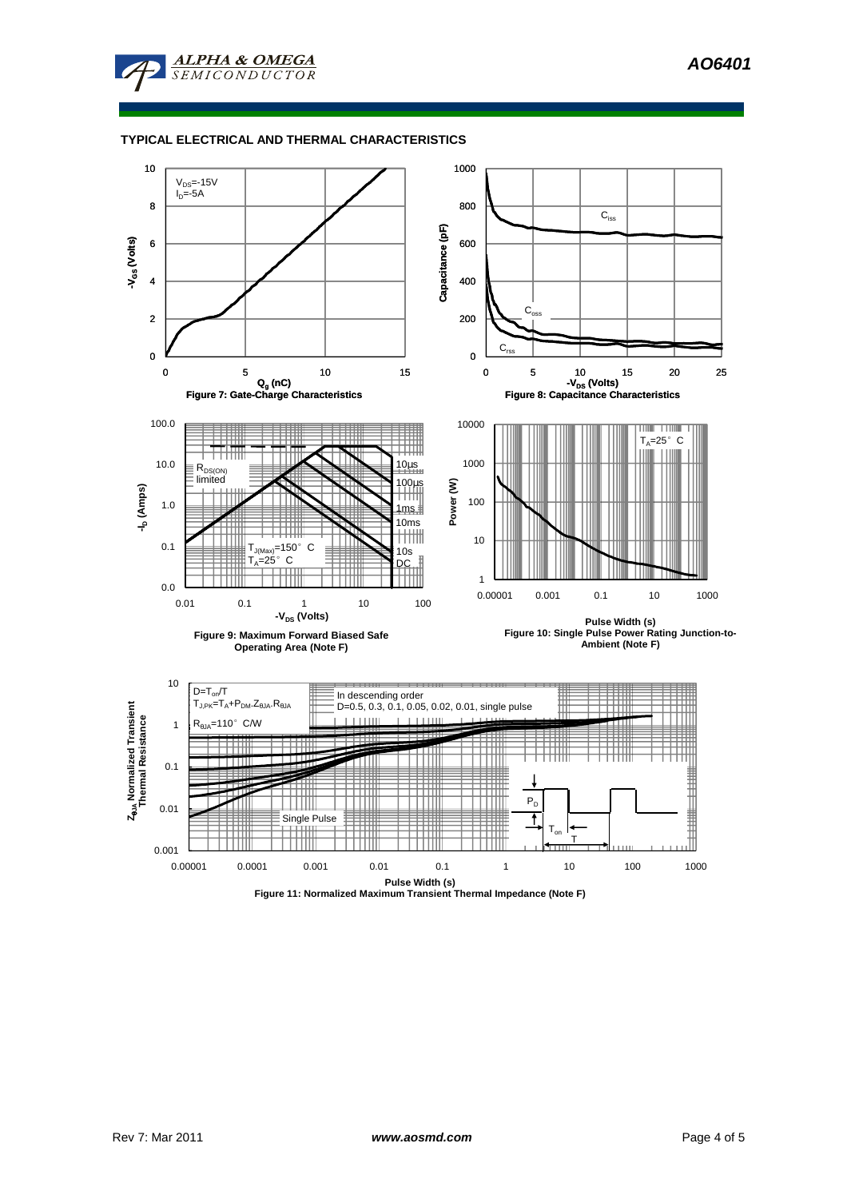## TYPICAL ELECTRICAL AND THERMAL CHARACTERISTICS

$V_{DS}$=-15V
$I_D$=-5A

$-V_{GS}$ (Volts)

$Q_g$ (nC)

**Figure 7: Gate-Charge Characteristics**

$C_{iss}$

$C_{oss}$

$C_{rss}$

Capacitance (pF)

$-V_{DS}$ (Volts)

**Figure 8: Capacitance Characteristics**

$R_{DS(ON)}$ limited

10µs

100µs

1ms

10ms

10s

DC

$T_{J(Max)}$=150° C
$T_A$=25° C

$-I_D$ (Amps)

$-V_{DS}$ (Volts)

**Figure 9: Maximum Forward Biased Safe Operating Area (Note F)**

$T_A$=25° C

Power (W)

Pulse Width (s)

**Figure 10: Single Pulse Power Rating Junction-to-Ambient (Note F)**

$D=T_{on}/T$
$T_{J,PK}=T_A+P_{DM}.Z_{\theta JA}.R_{\theta JA}$
$R_{\theta JA}$=110° C/W

In descending order
D=0.5, 0.3, 0.1, 0.05, 0.02, 0.01, single pulse

Single Pulse

$P_D$

$T_{on}$

T

$Z_{\theta JA}$ Normalized Transient Thermal Resistance

Pulse Width (s)

**Figure 11: Normalized Maximum Transient Thermal Impedance (Note F)**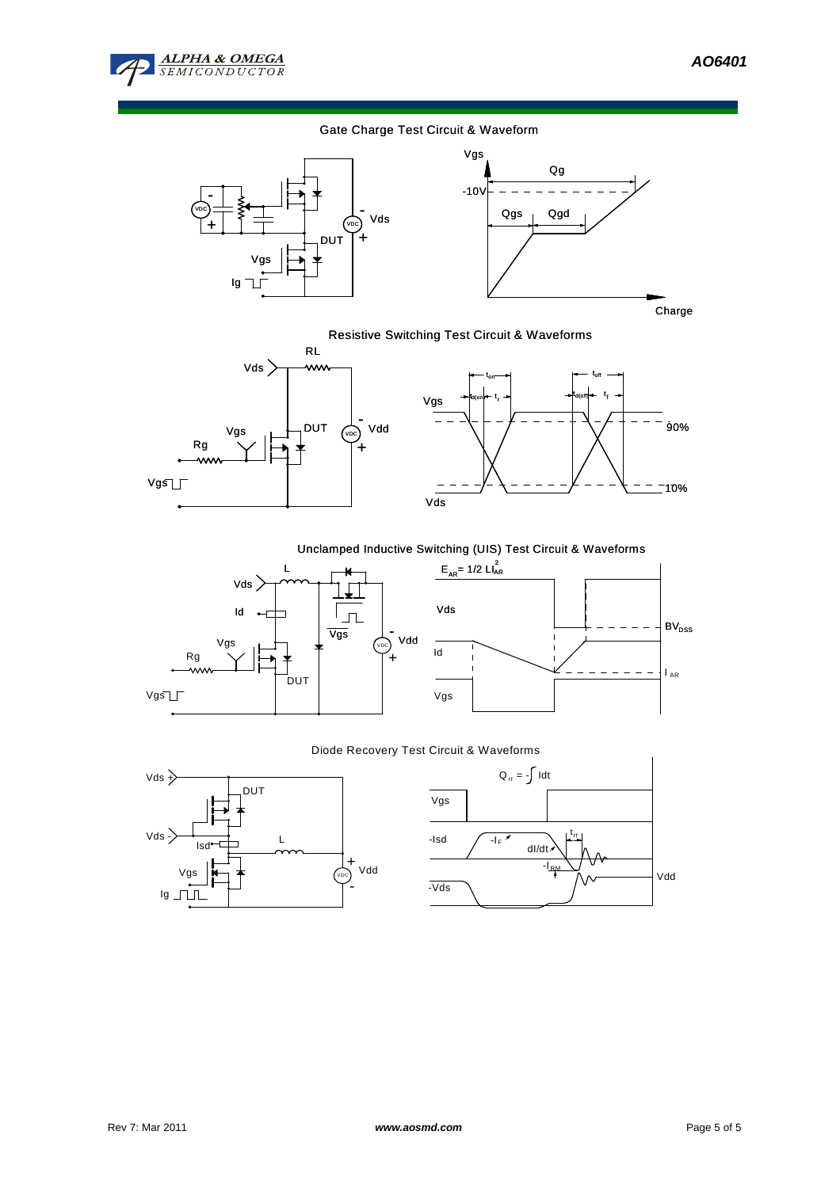## Gate Charge Test Circuit & Waveform

VDC
DUT
Vgs
Ig
VDC
Vds

Vgs
Qg
-10V
Qgs
Qgd
Charge

## Resistive Switching Test Circuit & Waveforms

RL
Vds
Vgs
Rg
Vgs
DUT
VDC
Vdd

$t_{on}$
$t_{d(on)}$
$t_r$
$t_{off}$
$t_{d(off)}$
$t_f$
Vgs
90%
10%
Vds

## Unclamped Inductive Switching (UIS) Test Circuit & Waveforms

L
Vds
Id
Vgs
Rg
Vgs
DUT
Vgs
VDC
Vdd

$E_{AR} = 1/2\ LI_{AR}^2$
Vds
Id
Vgs
$BV_{DSS}$
$I_{AR}$

## Diode Recovery Test Circuit & Waveforms

Vds +
DUT
Vds -
Isd
L
Vgs
Ig
VDC
Vdd

$Q_{rr} = -\int Idt$
Vgs
-Isd
$-I_F$
dI/dt
$t_{rr}$
$-I_{RM}$
-Vds
Vdd